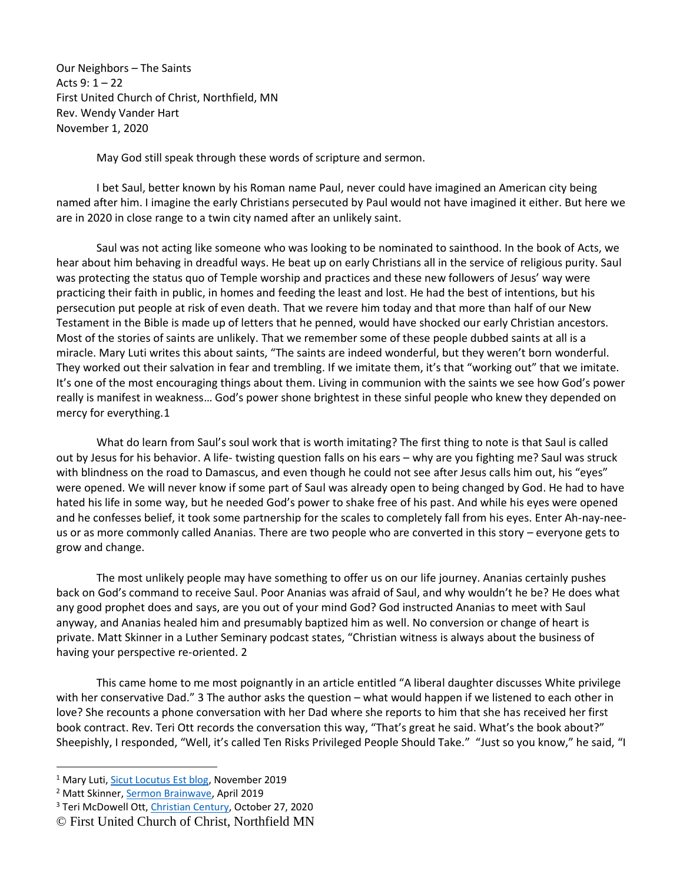Our Neighbors – The Saints
Acts 9: 1 – 22
First United Church of Christ, Northfield, MN
Rev. Wendy Vander Hart
November 1, 2020

May God still speak through these words of scripture and sermon.

I bet Saul, better known by his Roman name Paul, never could have imagined an American city being named after him. I imagine the early Christians persecuted by Paul would not have imagined it either. But here we are in 2020 in close range to a twin city named after an unlikely saint.

Saul was not acting like someone who was looking to be nominated to sainthood. In the book of Acts, we hear about him behaving in dreadful ways. He beat up on early Christians all in the service of religious purity. Saul was protecting the status quo of Temple worship and practices and these new followers of Jesus' way were practicing their faith in public, in homes and feeding the least and lost. He had the best of intentions, but his persecution put people at risk of even death. That we revere him today and that more than half of our New Testament in the Bible is made up of letters that he penned, would have shocked our early Christian ancestors. Most of the stories of saints are unlikely. That we remember some of these people dubbed saints at all is a miracle. Mary Luti writes this about saints, "The saints are indeed wonderful, but they weren't born wonderful. They worked out their salvation in fear and trembling. If we imitate them, it's that "working out" that we imitate. It's one of the most encouraging things about them. Living in communion with the saints we see how God's power really is manifest in weakness… God's power shone brightest in these sinful people who knew they depended on mercy for everything.[1]

What do learn from Saul's soul work that is worth imitating? The first thing to note is that Saul is called out by Jesus for his behavior. A life- twisting question falls on his ears – why are you fighting me? Saul was struck with blindness on the road to Damascus, and even though he could not see after Jesus calls him out, his "eyes" were opened. We will never know if some part of Saul was already open to being changed by God. He had to have hated his life in some way, but he needed God's power to shake free of his past. And while his eyes were opened and he confesses belief, it took some partnership for the scales to completely fall from his eyes. Enter Ah-nay-nee-us or as more commonly called Ananias. There are two people who are converted in this story – everyone gets to grow and change.

The most unlikely people may have something to offer us on our life journey. Ananias certainly pushes back on God's command to receive Saul. Poor Ananias was afraid of Saul, and why wouldn't he be? He does what any good prophet does and says, are you out of your mind God? God instructed Ananias to meet with Saul anyway, and Ananias healed him and presumably baptized him as well. No conversion or change of heart is private. Matt Skinner in a Luther Seminary podcast states, "Christian witness is always about the business of having your perspective re-oriented. [2]

This came home to me most poignantly in an article entitled "A liberal daughter discusses White privilege with her conservative Dad." [3] The author asks the question – what would happen if we listened to each other in love? She recounts a phone conversation with her Dad where she reports to him that she has received her first book contract. Rev. Teri Ott records the conversation this way, "That's great he said. What's the book about?" Sheepishly, I responded, "Well, it's called Ten Risks Privileged People Should Take." "Just so you know," he said, "I

---

[1] Mary Luti, Sicut Locutus Est blog, November 2019
[2] Matt Skinner, Sermon Brainwave, April 2019
[3] Teri McDowell Ott, Christian Century, October 27, 2020

© First United Church of Christ, Northfield MN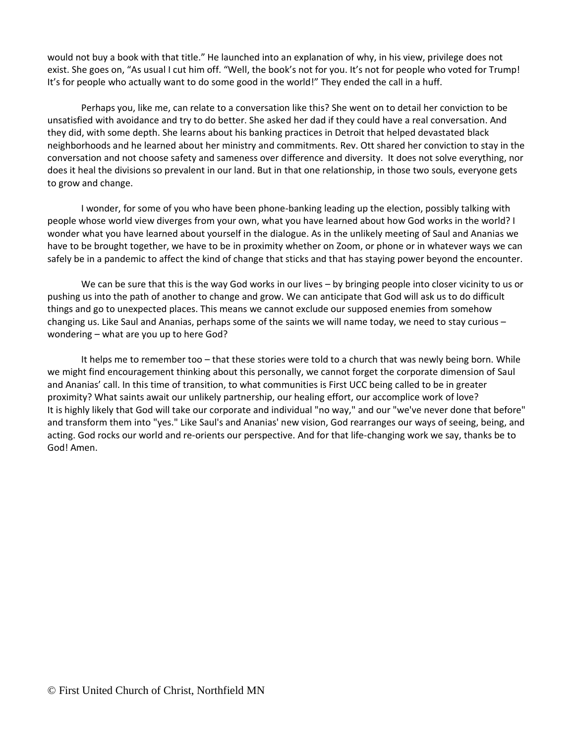would not buy a book with that title." He launched into an explanation of why, in his view, privilege does not exist. She goes on, "As usual I cut him off. "Well, the book's not for you. It's not for people who voted for Trump! It's for people who actually want to do some good in the world!" They ended the call in a huff.

Perhaps you, like me, can relate to a conversation like this? She went on to detail her conviction to be unsatisfied with avoidance and try to do better. She asked her dad if they could have a real conversation. And they did, with some depth. She learns about his banking practices in Detroit that helped devastated black neighborhoods and he learned about her ministry and commitments. Rev. Ott shared her conviction to stay in the conversation and not choose safety and sameness over difference and diversity. It does not solve everything, nor does it heal the divisions so prevalent in our land. But in that one relationship, in those two souls, everyone gets to grow and change.

I wonder, for some of you who have been phone-banking leading up the election, possibly talking with people whose world view diverges from your own, what you have learned about how God works in the world? I wonder what you have learned about yourself in the dialogue. As in the unlikely meeting of Saul and Ananias we have to be brought together, we have to be in proximity whether on Zoom, or phone or in whatever ways we can safely be in a pandemic to affect the kind of change that sticks and that has staying power beyond the encounter.

We can be sure that this is the way God works in our lives – by bringing people into closer vicinity to us or pushing us into the path of another to change and grow. We can anticipate that God will ask us to do difficult things and go to unexpected places. This means we cannot exclude our supposed enemies from somehow changing us. Like Saul and Ananias, perhaps some of the saints we will name today, we need to stay curious – wondering – what are you up to here God?

It helps me to remember too – that these stories were told to a church that was newly being born. While we might find encouragement thinking about this personally, we cannot forget the corporate dimension of Saul and Ananias' call. In this time of transition, to what communities is First UCC being called to be in greater proximity? What saints await our unlikely partnership, our healing effort, our accomplice work of love?
It is highly likely that God will take our corporate and individual "no way," and our "we've never done that before" and transform them into "yes." Like Saul's and Ananias' new vision, God rearranges our ways of seeing, being, and acting. God rocks our world and re-orients our perspective. And for that life-changing work we say, thanks be to God! Amen.

© First United Church of Christ, Northfield MN